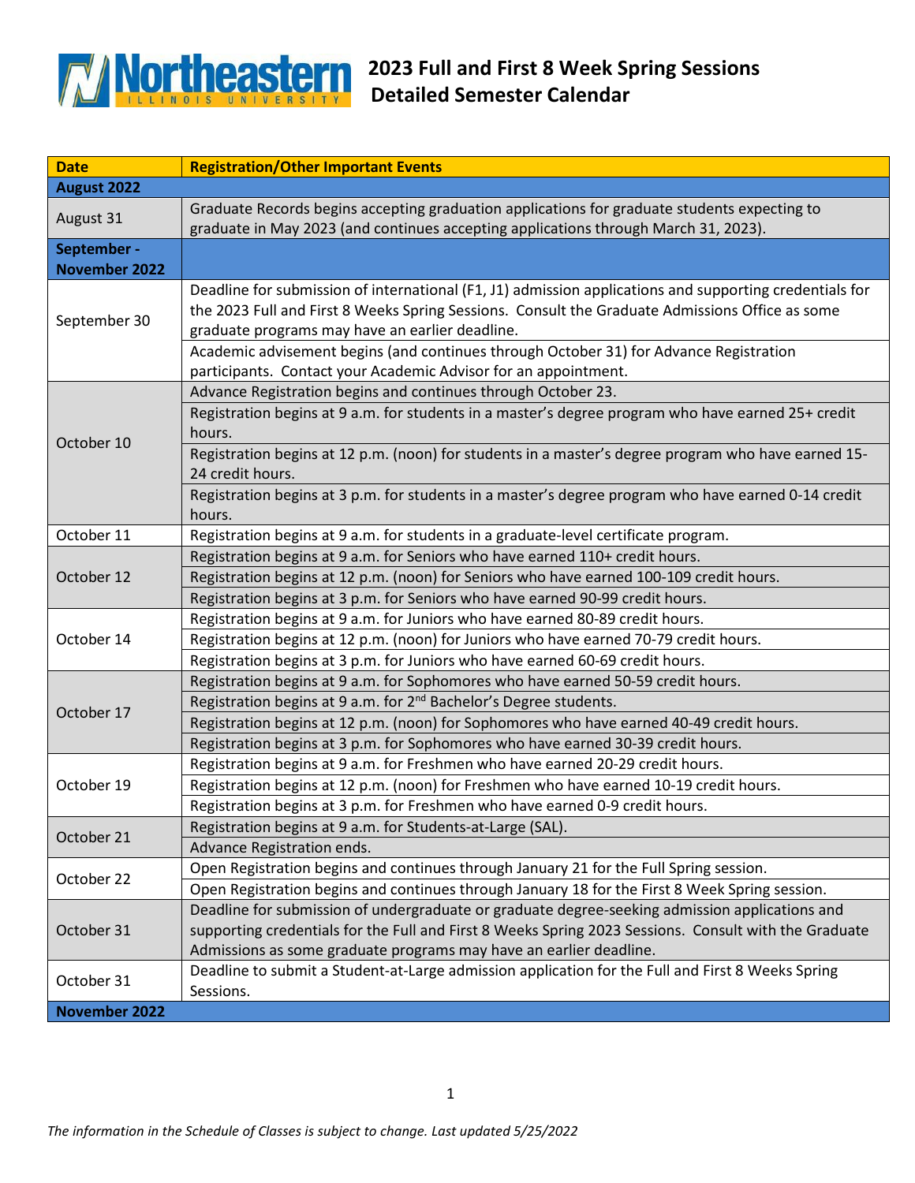# Northeastern Illinois University

# 2023 Full and First 8 Week Spring Sessions Detailed Semester Calendar

| Date | Registration/Other Important Events |
|---|---|
| **August 2022** | |
| August 31 | Graduate Records begins accepting graduation applications for graduate students expecting to graduate in May 2023 (and continues accepting applications through March 31, 2023). |
| **September - November 2022** | |
| September 30 | Deadline for submission of international (F1, J1) admission applications and supporting credentials for the 2023 Full and First 8 Weeks Spring Sessions. Consult the Graduate Admissions Office as some graduate programs may have an earlier deadline. |
| | Academic advisement begins (and continues through October 31) for Advance Registration participants. Contact your Academic Advisor for an appointment. |
| October 10 | Advance Registration begins and continues through October 23. |
| | Registration begins at 9 a.m. for students in a master's degree program who have earned 25+ credit hours. |
| | Registration begins at 12 p.m. (noon) for students in a master's degree program who have earned 15-24 credit hours. |
| | Registration begins at 3 p.m. for students in a master's degree program who have earned 0-14 credit hours. |
| October 11 | Registration begins at 9 a.m. for students in a graduate-level certificate program. |
| October 12 | Registration begins at 9 a.m. for Seniors who have earned 110+ credit hours. |
| | Registration begins at 12 p.m. (noon) for Seniors who have earned 100-109 credit hours. |
| | Registration begins at 3 p.m. for Seniors who have earned 90-99 credit hours. |
| October 14 | Registration begins at 9 a.m. for Juniors who have earned 80-89 credit hours. |
| | Registration begins at 12 p.m. (noon) for Juniors who have earned 70-79 credit hours. |
| | Registration begins at 3 p.m. for Juniors who have earned 60-69 credit hours. |
| October 17 | Registration begins at 9 a.m. for Sophomores who have earned 50-59 credit hours. |
| | Registration begins at 9 a.m. for 2nd Bachelor's Degree students. |
| | Registration begins at 12 p.m. (noon) for Sophomores who have earned 40-49 credit hours. |
| | Registration begins at 3 p.m. for Sophomores who have earned 30-39 credit hours. |
| October 19 | Registration begins at 9 a.m. for Freshmen who have earned 20-29 credit hours. |
| | Registration begins at 12 p.m. (noon) for Freshmen who have earned 10-19 credit hours. |
| | Registration begins at 3 p.m. for Freshmen who have earned 0-9 credit hours. |
| October 21 | Registration begins at 9 a.m. for Students-at-Large (SAL). |
| | Advance Registration ends. |
| October 22 | Open Registration begins and continues through January 21 for the Full Spring session. |
| | Open Registration begins and continues through January 18 for the First 8 Week Spring session. |
| October 31 | Deadline for submission of undergraduate or graduate degree-seeking admission applications and supporting credentials for the Full and First 8 Weeks Spring 2023 Sessions. Consult with the Graduate Admissions as some graduate programs may have an earlier deadline. |
| October 31 | Deadline to submit a Student-at-Large admission application for the Full and First 8 Weeks Spring Sessions. |
| **November 2022** | |

*The information in the Schedule of Classes is subject to change. Last updated 5/25/2022*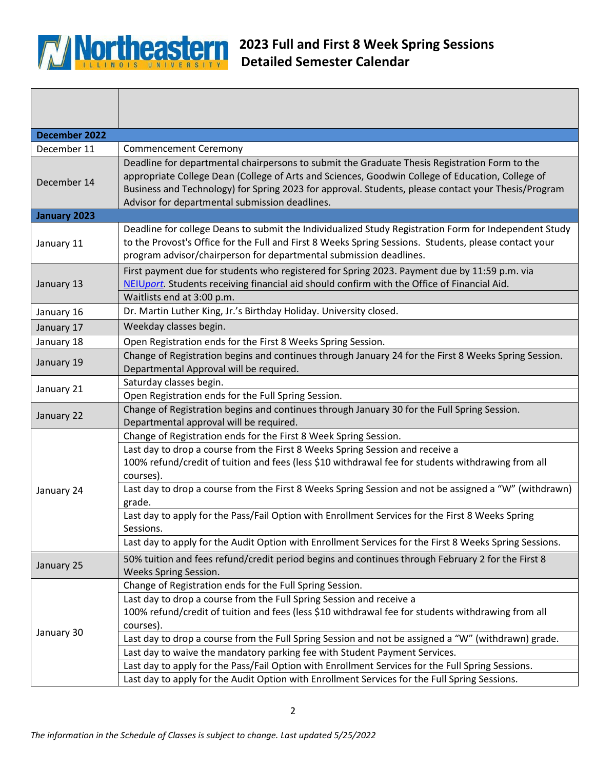# 2023 Full and First 8 Week Spring Sessions Detailed Semester Calendar

| | |
|---|---|
| **December 2022** | |
| December 11 | Commencement Ceremony |
| December 14 | Deadline for departmental chairpersons to submit the Graduate Thesis Registration Form to the appropriate College Dean (College of Arts and Sciences, Goodwin College of Education, College of Business and Technology) for Spring 2023 for approval. Students, please contact your Thesis/Program Advisor for departmental submission deadlines. |
| **January 2023** | |
| January 11 | Deadline for college Deans to submit the Individualized Study Registration Form for Independent Study to the Provost's Office for the Full and First 8 Weeks Spring Sessions. Students, please contact your program advisor/chairperson for departmental submission deadlines. |
| January 13 | First payment due for students who registered for Spring 2023. Payment due by 11:59 p.m. via NEIU*port*. Students receiving financial aid should confirm with the Office of Financial Aid. |
| | Waitlists end at 3:00 p.m. |
| January 16 | Dr. Martin Luther King, Jr.'s Birthday Holiday. University closed. |
| January 17 | Weekday classes begin. |
| January 18 | Open Registration ends for the First 8 Weeks Spring Session. |
| January 19 | Change of Registration begins and continues through January 24 for the First 8 Weeks Spring Session. Departmental Approval will be required. |
| January 21 | Saturday classes begin. |
| | Open Registration ends for the Full Spring Session. |
| January 22 | Change of Registration begins and continues through January 30 for the Full Spring Session. Departmental approval will be required. |
| January 24 | Change of Registration ends for the First 8 Week Spring Session. |
| | Last day to drop a course from the First 8 Weeks Spring Session and receive a 100% refund/credit of tuition and fees (less $10 withdrawal fee for students withdrawing from all courses). |
| | Last day to drop a course from the First 8 Weeks Spring Session and not be assigned a "W" (withdrawn) grade. |
| | Last day to apply for the Pass/Fail Option with Enrollment Services for the First 8 Weeks Spring Sessions. |
| | Last day to apply for the Audit Option with Enrollment Services for the First 8 Weeks Spring Sessions. |
| January 25 | 50% tuition and fees refund/credit period begins and continues through February 2 for the First 8 Weeks Spring Session. |
| January 30 | Change of Registration ends for the Full Spring Session. |
| | Last day to drop a course from the Full Spring Session and receive a 100% refund/credit of tuition and fees (less $10 withdrawal fee for students withdrawing from all courses). |
| | Last day to drop a course from the Full Spring Session and not be assigned a "W" (withdrawn) grade. |
| | Last day to waive the mandatory parking fee with Student Payment Services. |
| | Last day to apply for the Pass/Fail Option with Enrollment Services for the Full Spring Sessions. |
| | Last day to apply for the Audit Option with Enrollment Services for the Full Spring Sessions. |

*The information in the Schedule of Classes is subject to change. Last updated 5/25/2022*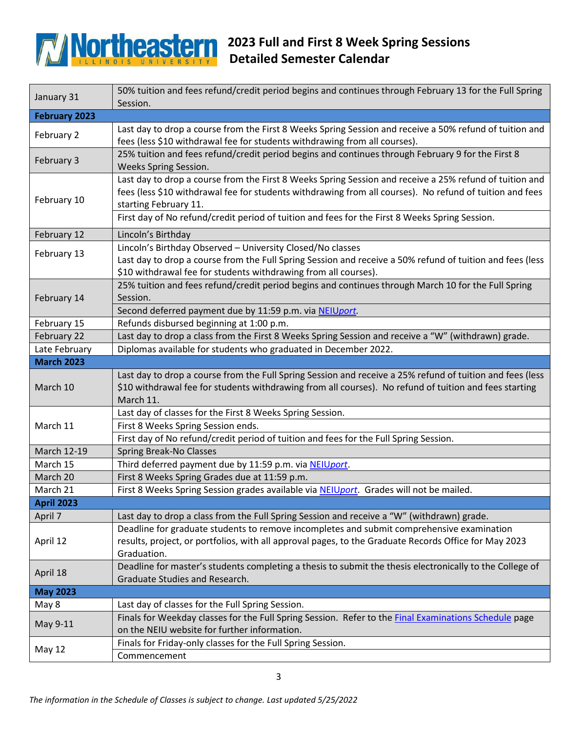# 2023 Full and First 8 Week Spring Sessions Detailed Semester Calendar

| | |
|---|---|
| January 31 | 50% tuition and fees refund/credit period begins and continues through February 13 for the Full Spring Session. |
| **February 2023** | |
| February 2 | Last day to drop a course from the First 8 Weeks Spring Session and receive a 50% refund of tuition and fees (less $10 withdrawal fee for students withdrawing from all courses). |
| February 3 | 25% tuition and fees refund/credit period begins and continues through February 9 for the First 8 Weeks Spring Session. |
| February 10 | Last day to drop a course from the First 8 Weeks Spring Session and receive a 25% refund of tuition and fees (less $10 withdrawal fee for students withdrawing from all courses). No refund of tuition and fees starting February 11. |
| | First day of No refund/credit period of tuition and fees for the First 8 Weeks Spring Session. |
| February 12 | Lincoln's Birthday |
| February 13 | Lincoln's Birthday Observed – University Closed/No classes<br>Last day to drop a course from the Full Spring Session and receive a 50% refund of tuition and fees (less $10 withdrawal fee for students withdrawing from all courses). |
| February 14 | 25% tuition and fees refund/credit period begins and continues through March 10 for the Full Spring Session. |
| | Second deferred payment due by 11:59 p.m. via NEIU*port*. |
| February 15 | Refunds disbursed beginning at 1:00 p.m. |
| February 22 | Last day to drop a class from the First 8 Weeks Spring Session and receive a "W" (withdrawn) grade. |
| Late February | Diplomas available for students who graduated in December 2022. |
| **March 2023** | |
| March 10 | Last day to drop a course from the Full Spring Session and receive a 25% refund of tuition and fees (less $10 withdrawal fee for students withdrawing from all courses). No refund of tuition and fees starting March 11. |
| March 11 | Last day of classes for the First 8 Weeks Spring Session. |
| | First 8 Weeks Spring Session ends. |
| | First day of No refund/credit period of tuition and fees for the Full Spring Session. |
| March 12-19 | Spring Break-No Classes |
| March 15 | Third deferred payment due by 11:59 p.m. via NEIU*port*. |
| March 20 | First 8 Weeks Spring Grades due at 11:59 p.m. |
| March 21 | First 8 Weeks Spring Session grades available via NEIU*port*. Grades will not be mailed. |
| **April 2023** | |
| April 7 | Last day to drop a class from the Full Spring Session and receive a "W" (withdrawn) grade. |
| April 12 | Deadline for graduate students to remove incompletes and submit comprehensive examination results, project, or portfolios, with all approval pages, to the Graduate Records Office for May 2023 Graduation. |
| April 18 | Deadline for master's students completing a thesis to submit the thesis electronically to the College of Graduate Studies and Research. |
| **May 2023** | |
| May 8 | Last day of classes for the Full Spring Session. |
| May 9-11 | Finals for Weekday classes for the Full Spring Session. Refer to the Final Examinations Schedule page on the NEIU website for further information. |
| May 12 | Finals for Friday-only classes for the Full Spring Session. |
| | Commencement |

*The information in the Schedule of Classes is subject to change. Last updated 5/25/2022*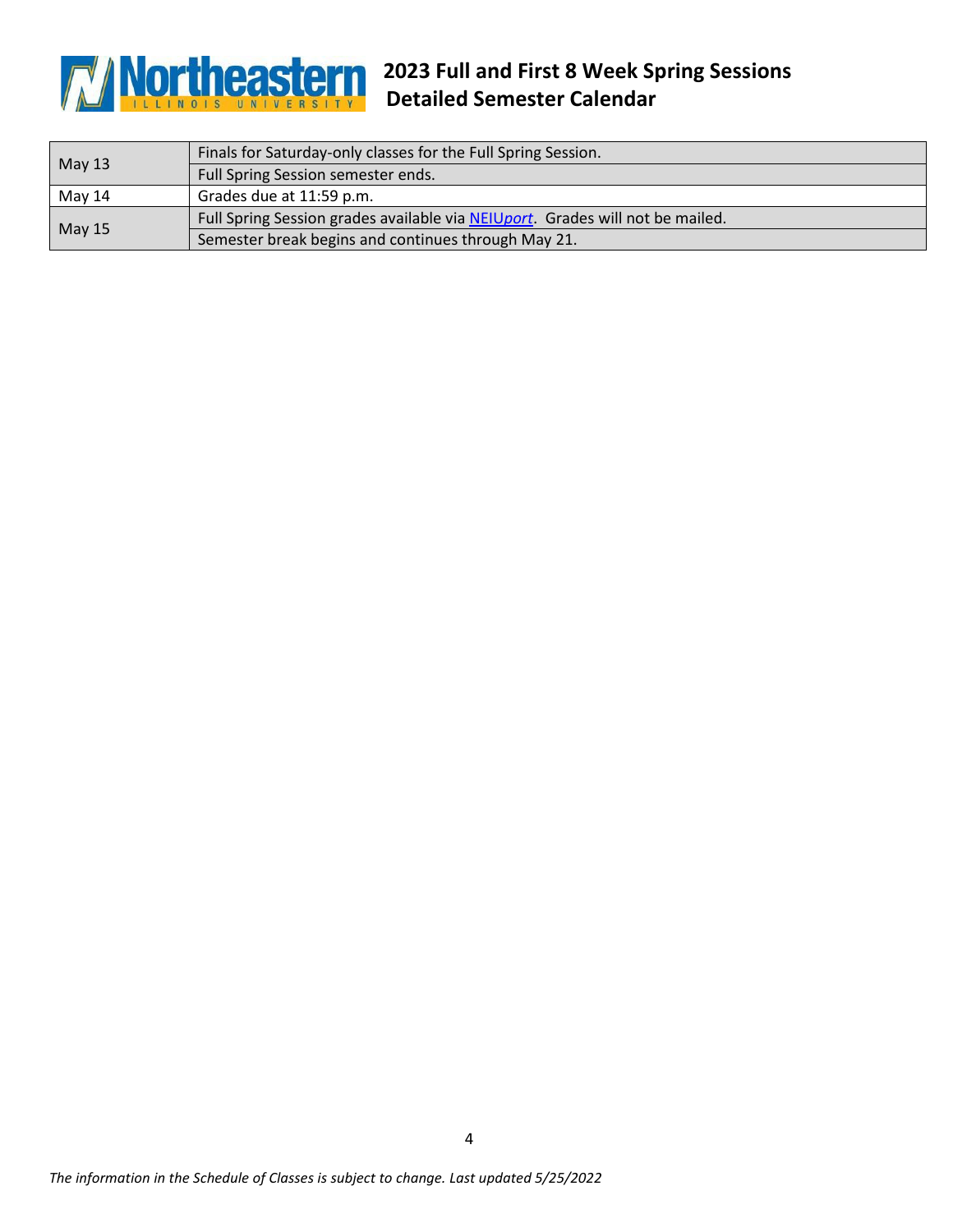# 2023 Full and First 8 Week Spring Sessions Detailed Semester Calendar

| | |
|---|---|
| May 13 | Finals for Saturday-only classes for the Full Spring Session. |
| | Full Spring Session semester ends. |
| May 14 | Grades due at 11:59 p.m. |
| May 15 | Full Spring Session grades available via NEIU*port*. Grades will not be mailed. |
| | Semester break begins and continues through May 21. |

*The information in the Schedule of Classes is subject to change. Last updated 5/25/2022*